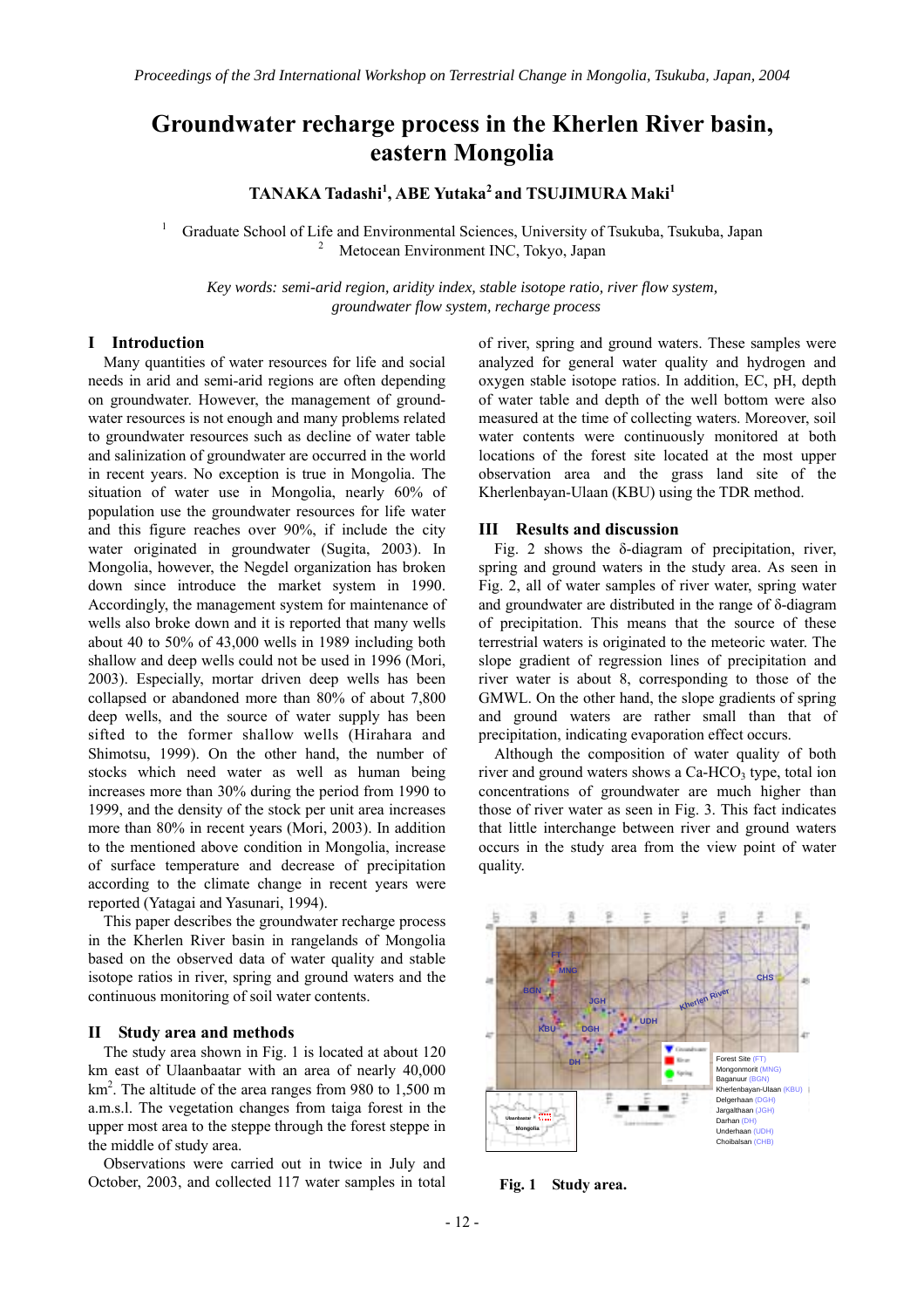# Groundwater recharge process in the Kherlen River basin, eastern Mongolia

**TANAKA Tadashi[1], ABE Yutaka[2] and TSUJIMURA Maki[1]**

[1] Graduate School of Life and Environmental Sciences, University of Tsukuba, Tsukuba, Japan
[2] Metocean Environment INC, Tokyo, Japan

*Key words: semi-arid region, aridity index, stable isotope ratio, river flow system, groundwater flow system, recharge process*

## I Introduction

Many quantities of water resources for life and social needs in arid and semi-arid regions are often depending on groundwater. However, the management of groundwater resources is not enough and many problems related to groundwater resources such as decline of water table and salinization of groundwater are occurred in the world in recent years. No exception is true in Mongolia. The situation of water use in Mongolia, nearly 60% of population use the groundwater resources for life water and this figure reaches over 90%, if include the city water originated in groundwater (Sugita, 2003). In Mongolia, however, the Negdel organization has broken down since introduce the market system in 1990. Accordingly, the management system for maintenance of wells also broke down and it is reported that many wells about 40 to 50% of 43,000 wells in 1989 including both shallow and deep wells could not be used in 1996 (Mori, 2003). Especially, mortar driven deep wells has been collapsed or abandoned more than 80% of about 7,800 deep wells, and the source of water supply has been sifted to the former shallow wells (Hirahara and Shimotsu, 1999). On the other hand, the number of stocks which need water as well as human being increases more than 30% during the period from 1990 to 1999, and the density of the stock per unit area increases more than 80% in recent years (Mori, 2003). In addition to the mentioned above condition in Mongolia, increase of surface temperature and decrease of precipitation according to the climate change in recent years were reported (Yatagai and Yasunari, 1994).

This paper describes the groundwater recharge process in the Kherlen River basin in rangelands of Mongolia based on the observed data of water quality and stable isotope ratios in river, spring and ground waters and the continuous monitoring of soil water contents.

## II Study area and methods

The study area shown in Fig. 1 is located at about 120 km east of Ulaanbaatar with an area of nearly 40,000 km$^2$. The altitude of the area ranges from 980 to 1,500 m a.m.s.l. The vegetation changes from taiga forest in the upper most area to the steppe through the forest steppe in the middle of study area.

Observations were carried out in twice in July and October, 2003, and collected 117 water samples in total of river, spring and ground waters. These samples were analyzed for general water quality and hydrogen and oxygen stable isotope ratios. In addition, EC, pH, depth of water table and depth of the well bottom were also measured at the time of collecting waters. Moreover, soil water contents were continuously monitored at both locations of the forest site located at the most upper observation area and the grass land site of the Kherlenbayan-Ulaan (KBU) using the TDR method.

## III Results and discussion

Fig. 2 shows the δ-diagram of precipitation, river, spring and ground waters in the study area. As seen in Fig. 2, all of water samples of river water, spring water and groundwater are distributed in the range of δ-diagram of precipitation. This means that the source of these terrestrial waters is originated to the meteoric water. The slope gradient of regression lines of precipitation and river water is about 8, corresponding to those of the GMWL. On the other hand, the slope gradients of spring and ground waters are rather small than that of precipitation, indicating evaporation effect occurs.

Although the composition of water quality of both river and ground waters shows a Ca-$HCO_3$ type, total ion concentrations of groundwater are much higher than those of river water as seen in Fig. 3. This fact indicates that little interchange between river and ground waters occurs in the study area from the view point of water quality.

Forest Site (FT)
Mongonmorit (MNG)
Baganuur (BGN)
Kherlenbayan-Ulaan (KBU)
Delgerhaan (DGH)
Jargalthaan (JGH)
Darhan (DH)
Underhaan (UDH)
Choibalsan (CHB)

**Fig. 1 Study area.**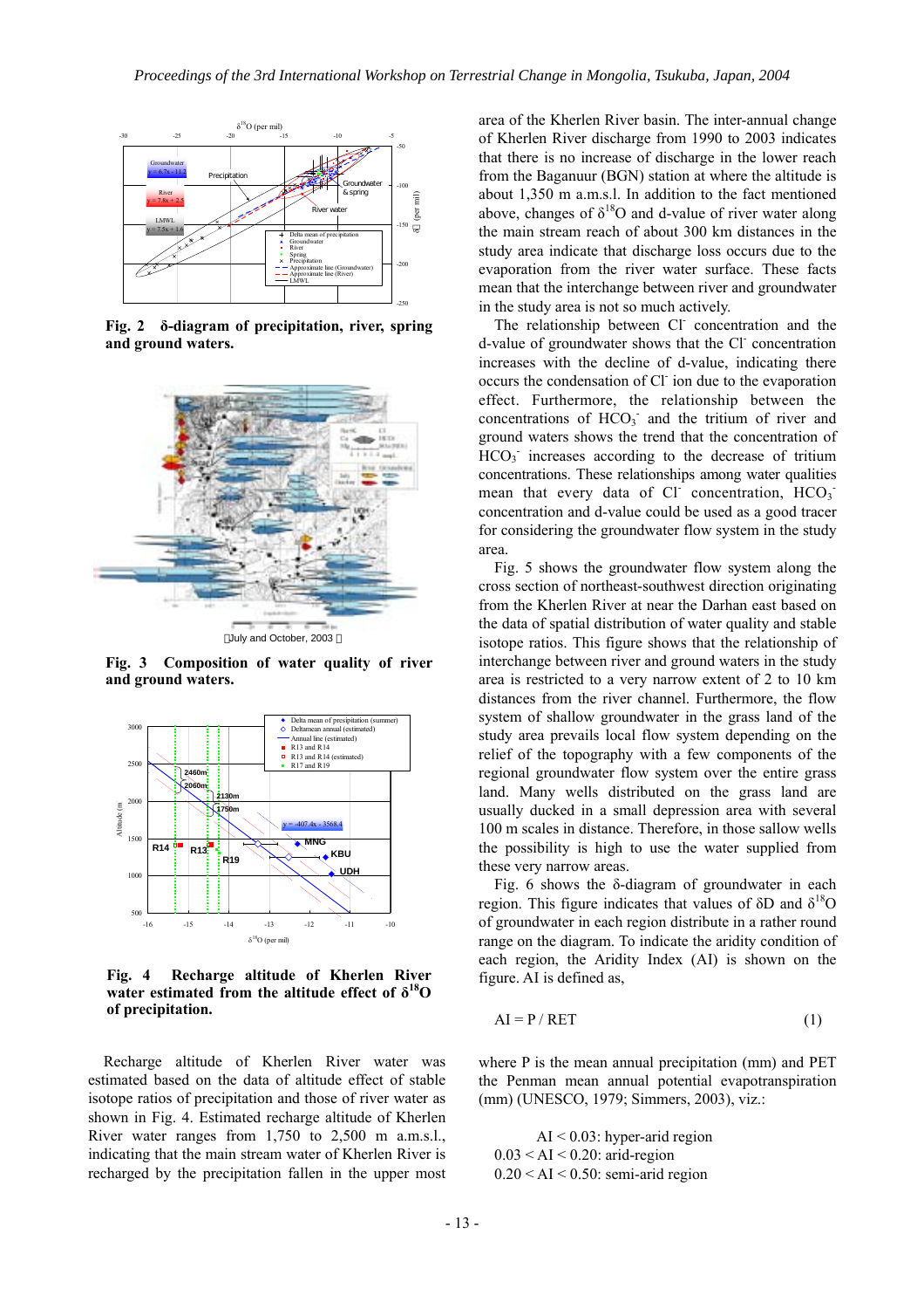**Fig. 2 δ-diagram of precipitation, river, spring and ground waters.**

(July and October, 2003)

**Fig. 3 Composition of water quality of river and ground waters.**

**Fig. 4 Recharge altitude of Kherlen River water estimated from the altitude effect of $\delta^{18}O$ of precipitation.**

Recharge altitude of Kherlen River water was estimated based on the data of altitude effect of stable isotope ratios of precipitation and those of river water as shown in Fig. 4. Estimated recharge altitude of Kherlen River water ranges from 1,750 to 2,500 m a.m.s.l., indicating that the main stream water of Kherlen River is recharged by the precipitation fallen in the upper most area of the Kherlen River basin. The inter-annual change of Kherlen River discharge from 1990 to 2003 indicates that there is no increase of discharge in the lower reach from the Baganuur (BGN) station at where the altitude is about 1,350 m a.m.s.l. In addition to the fact mentioned above, changes of $\delta^{18}O$ and d-value of river water along the main stream reach of about 300 km distances in the study area indicate that discharge loss occurs due to the evaporation from the river water surface. These facts mean that the interchange between river and groundwater in the study area is not so much actively.

The relationship between $Cl^-$ concentration and the d-value of groundwater shows that the $Cl^-$ concentration increases with the decline of d-value, indicating there occurs the condensation of $Cl^-$ ion due to the evaporation effect. Furthermore, the relationship between the concentrations of $HCO_3^-$ and the tritium of river and ground waters shows the trend that the concentration of $HCO_3^-$ increases according to the decrease of tritium concentrations. These relationships among water qualities mean that every data of $Cl^-$ concentration, $HCO_3^-$ concentration and d-value could be used as a good tracer for considering the groundwater flow system in the study area.

Fig. 5 shows the groundwater flow system along the cross section of northeast-southwest direction originating from the Kherlen River at near the Darhan east based on the data of spatial distribution of water quality and stable isotope ratios. This figure shows that the relationship of interchange between river and ground waters in the study area is restricted to a very narrow extent of 2 to 10 km distances from the river channel. Furthermore, the flow system of shallow groundwater in the grass land of the study area prevails local flow system depending on the relief of the topography with a few components of the regional groundwater flow system over the entire grass land. Many wells distributed on the grass land are usually ducked in a small depression area with several 100 m scales in distance. Therefore, in those sallow wells the possibility is high to use the water supplied from these very narrow areas.

Fig. 6 shows the δ-diagram of groundwater in each region. This figure indicates that values of δD and $\delta^{18}O$ of groundwater in each region distribute in a rather round range on the diagram. To indicate the aridity condition of each region, the Aridity Index (AI) is shown on the figure. AI is defined as,

$$AI = P / RET \qquad (1)$$

where P is the mean annual precipitation (mm) and PET the Penman mean annual potential evapotranspiration (mm) (UNESCO, 1979; Simmers, 2003), viz.:

- $AI < 0.03$: hyper-arid region
- $0.03 < AI < 0.20$: arid-region
- $0.20 < AI < 0.50$: semi-arid region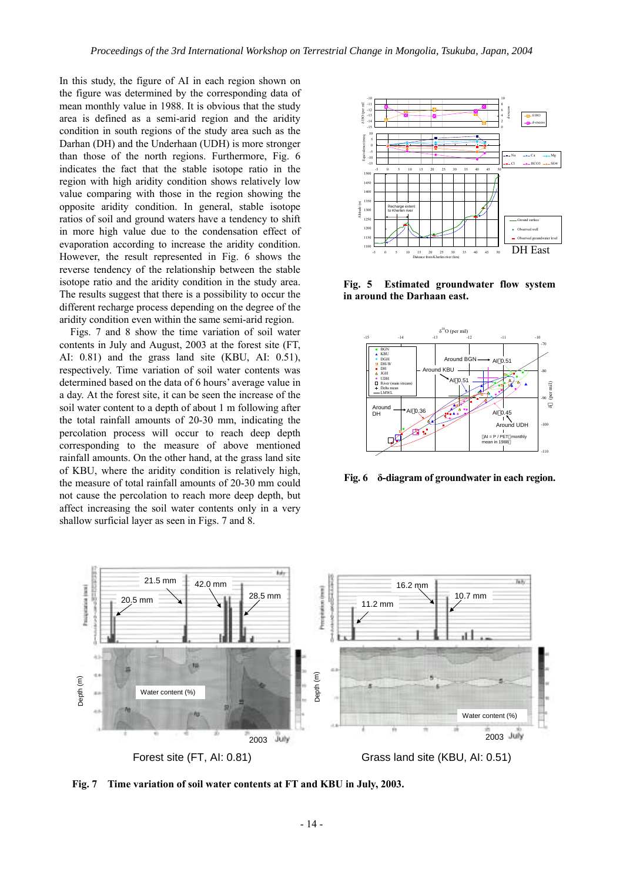In this study, the figure of AI in each region shown on the figure was determined by the corresponding data of mean monthly value in 1988. It is obvious that the study area is defined as a semi-arid region and the aridity condition in south regions of the study area such as the Darhan (DH) and the Underhaan (UDH) is more stronger than those of the north regions. Furthermore, Fig. 6 indicates the fact that the stable isotope ratio in the region with high aridity condition shows relatively low value comparing with those in the region showing the opposite aridity condition. In general, stable isotope ratios of soil and ground waters have a tendency to shift in more high value due to the condensation effect of evaporation according to increase the aridity condition. However, the result represented in Fig. 6 shows the reverse tendency of the relationship between the stable isotope ratio and the aridity condition in the study area. The results suggest that there is a possibility to occur the different recharge process depending on the degree of the aridity condition even within the same semi-arid region.

Figs. 7 and 8 show the time variation of soil water contents in July and August, 2003 at the forest site (FT, AI: 0.81) and the grass land site (KBU, AI: 0.51), respectively. Time variation of soil water contents was determined based on the data of 6 hours' average value in a day. At the forest site, it can be seen the increase of the soil water content to a depth of about 1 m following after the total rainfall amounts of 20-30 mm, indicating the percolation process will occur to reach deep depth corresponding to the measure of above mentioned rainfall amounts. On the other hand, at the grass land site of KBU, where the aridity condition is relatively high, the measure of total rainfall amounts of 20-30 mm could not cause the percolation to reach more deep depth, but affect increasing the soil water contents only in a very shallow surficial layer as seen in Figs. 7 and 8.

**Fig. 5 Estimated groundwater flow system in around the Darhaan east.**

**Fig. 6 δ-diagram of groundwater in each region.**

**Fig. 7 Time variation of soil water contents at FT and KBU in July, 2003.**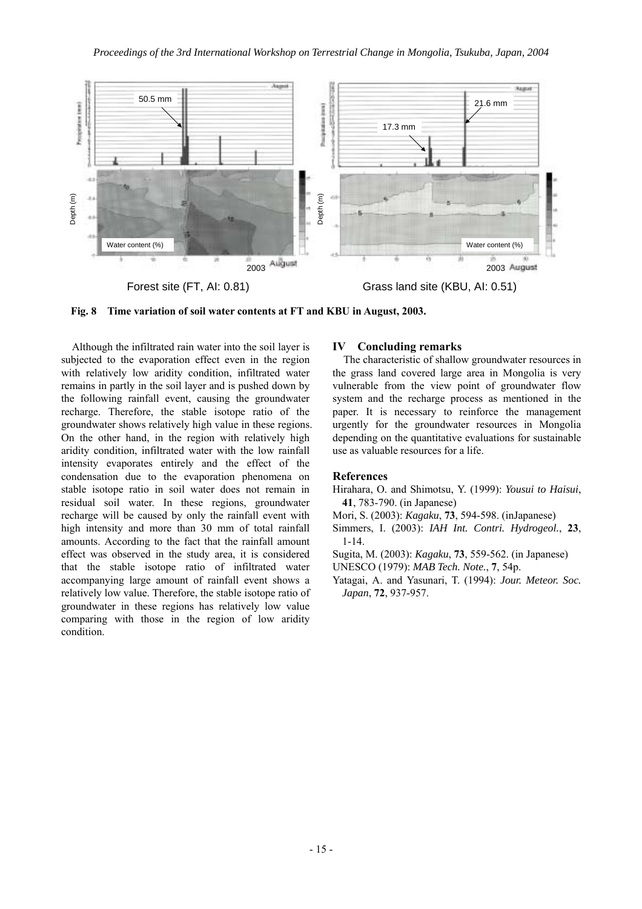50.5 mm

21.6 mm

17.3 mm

Depth (m)

Water content (%)

2003 August

Forest site (FT, AI: 0.81)

Grass land site (KBU, AI: 0.51)

**Fig. 8 Time variation of soil water contents at FT and KBU in August, 2003.**

Although the infiltrated rain water into the soil layer is subjected to the evaporation effect even in the region with relatively low aridity condition, infiltrated water remains in partly in the soil layer and is pushed down by the following rainfall event, causing the groundwater recharge. Therefore, the stable isotope ratio of the groundwater shows relatively high value in these regions. On the other hand, in the region with relatively high aridity condition, infiltrated water with the low rainfall intensity evaporates entirely and the effect of the condensation due to the evaporation phenomena on stable isotope ratio in soil water does not remain in residual soil water. In these regions, groundwater recharge will be caused by only the rainfall event with high intensity and more than 30 mm of total rainfall amounts. According to the fact that the rainfall amount effect was observed in the study area, it is considered that the stable isotope ratio of infiltrated water accompanying large amount of rainfall event shows a relatively low value. Therefore, the stable isotope ratio of groundwater in these regions has relatively low value comparing with those in the region of low aridity condition.

## IV Concluding remarks

The characteristic of shallow groundwater resources in the grass land covered large area in Mongolia is very vulnerable from the view point of groundwater flow system and the recharge process as mentioned in the paper. It is necessary to reinforce the management urgently for the groundwater resources in Mongolia depending on the quantitative evaluations for sustainable use as valuable resources for a life.

## References

Hirahara, O. and Shimotsu, Y. (1999): *Yousui to Haisui*, **41**, 783-790. (in Japanese)

Mori, S. (2003): *Kagaku*, **73**, 594-598. (inJapanese)

Simmers, I. (2003): *IAH Int. Contri. Hydrogeol.*, **23**, 1-14.

Sugita, M. (2003): *Kagaku*, **73**, 559-562. (in Japanese)

UNESCO (1979): *MAB Tech. Note.*, **7**, 54p.

Yatagai, A. and Yasunari, T. (1994): *Jour. Meteor. Soc. Japan*, **72**, 937-957.